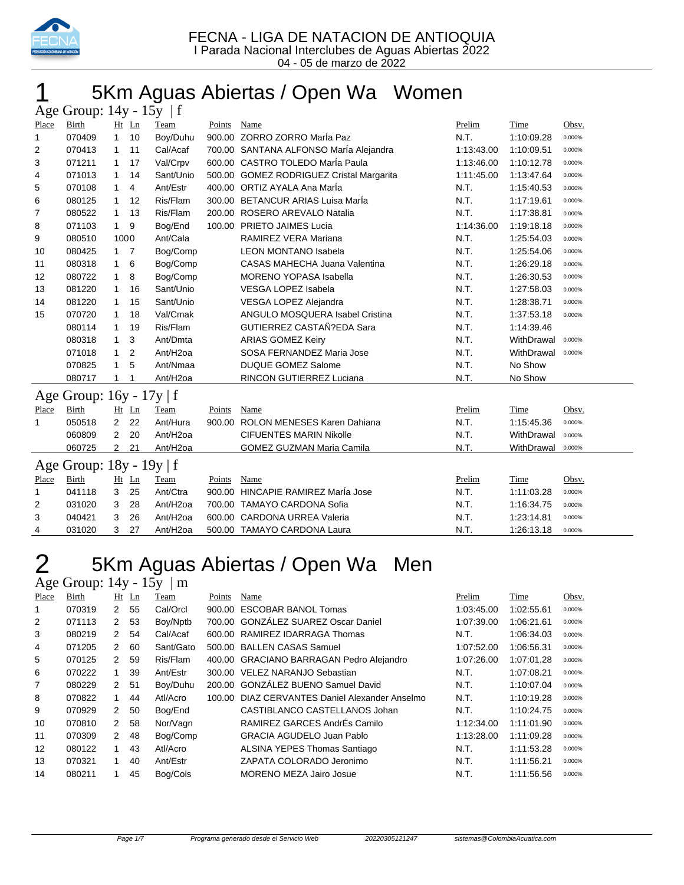# FECNA - LIGA DE NATACION DE ANTIOQUIA

I Parada Nacional Interclubes de Aguas Abiertas 2022

04 - 05 de marzo de 2022

## 1 5Km Aguas Abiertas / Open Wa Women

### Age Group: 14y - 15y | f

| Place | Birth | Ht | Ln | Team | Points | Name | Prelim | Time | Obsv. |
|---|---|---|---|---|---|---|---|---|---|
| 1 | 070409 | 1 | 10 | Boy/Duhu | 900.00 | ZORRO ZORRO MarÍa Paz | N.T. | 1:10:09.28 | 0.000% |
| 2 | 070413 | 1 | 11 | Cal/Acaf | 700.00 | SANTANA ALFONSO MarÍa Alejandra | 1:13:43.00 | 1:10:09.51 | 0.000% |
| 3 | 071211 | 1 | 17 | Val/Crpv | 600.00 | CASTRO TOLEDO MarÍa Paula | 1:13:46.00 | 1:10:12.78 | 0.000% |
| 4 | 071013 | 1 | 14 | Sant/Unio | 500.00 | GOMEZ RODRIGUEZ Cristal Margarita | 1:11:45.00 | 1:13:47.64 | 0.000% |
| 5 | 070108 | 1 | 4 | Ant/Estr | 400.00 | ORTIZ AYALA Ana MarÍa | N.T. | 1:15:40.53 | 0.000% |
| 6 | 080125 | 1 | 12 | Ris/Flam | 300.00 | BETANCUR ARIAS Luisa MarÍa | N.T. | 1:17:19.61 | 0.000% |
| 7 | 080522 | 1 | 13 | Ris/Flam | 200.00 | ROSERO AREVALO Natalia | N.T. | 1:17:38.81 | 0.000% |
| 8 | 071103 | 1 | 9 | Bog/End | 100.00 | PRIETO JAIMES Lucia | 1:14:36.00 | 1:19:18.18 | 0.000% |
| 9 | 080510 | 1000 | | Ant/Cala | | RAMIREZ VERA Mariana | N.T. | 1:25:54.03 | 0.000% |
| 10 | 080425 | 1 | 7 | Bog/Comp | | LEON MONTANO Isabela | N.T. | 1:25:54.06 | 0.000% |
| 11 | 080318 | 1 | 6 | Bog/Comp | | CASAS MAHECHA Juana Valentina | N.T. | 1:26:29.18 | 0.000% |
| 12 | 080722 | 1 | 8 | Bog/Comp | | MORENO YOPASA Isabella | N.T. | 1:26:30.53 | 0.000% |
| 13 | 081220 | 1 | 16 | Sant/Unio | | VESGA LOPEZ Isabela | N.T. | 1:27:58.03 | 0.000% |
| 14 | 081220 | 1 | 15 | Sant/Unio | | VESGA LOPEZ Alejandra | N.T. | 1:28:38.71 | 0.000% |
| 15 | 070720 | 1 | 18 | Val/Cmak | | ANGULO MOSQUERA Isabel Cristina | N.T. | 1:37:53.18 | 0.000% |
| | 080114 | 1 | 19 | Ris/Flam | | GUTIERREZ CASTAÑ?EDA Sara | N.T. | 1:14:39.46 | |
| | 080318 | 1 | 3 | Ant/Dmta | | ARIAS GOMEZ Keiry | N.T. | WithDrawal | 0.000% |
| | 071018 | 1 | 2 | Ant/H2oa | | SOSA FERNANDEZ Maria Jose | N.T. | WithDrawal | 0.000% |
| | 070825 | 1 | 5 | Ant/Nmaa | | DUQUE GOMEZ Salome | N.T. | No Show | |
| | 080717 | 1 | 1 | Ant/H2oa | | RINCON GUTIERREZ Luciana | N.T. | No Show | |

### Age Group: 16y - 17y | f

| Place | Birth | Ht | Ln | Team | Points | Name | Prelim | Time | Obsv. |
|---|---|---|---|---|---|---|---|---|---|
| 1 | 050518 | 2 | 22 | Ant/Hura | 900.00 | ROLON MENESES Karen Dahiana | N.T. | 1:15:45.36 | 0.000% |
| | 060809 | 2 | 20 | Ant/H2oa | | CIFUENTES MARIN Nikolle | N.T. | WithDrawal | 0.000% |
| | 060725 | 2 | 21 | Ant/H2oa | | GOMEZ GUZMAN Maria Camila | N.T. | WithDrawal | 0.000% |

### Age Group: 18y - 19y | f

| Place | Birth | Ht | Ln | Team | Points | Name | Prelim | Time | Obsv. |
|---|---|---|---|---|---|---|---|---|---|
| 1 | 041118 | 3 | 25 | Ant/Ctra | 900.00 | HINCAPIE RAMIREZ MarÍa Jose | N.T. | 1:11:03.28 | 0.000% |
| 2 | 031020 | 3 | 28 | Ant/H2oa | 700.00 | TAMAYO CARDONA Sofia | N.T. | 1:16:34.75 | 0.000% |
| 3 | 040421 | 3 | 26 | Ant/H2oa | 600.00 | CARDONA URREA Valeria | N.T. | 1:23:14.81 | 0.000% |
| 4 | 031020 | 3 | 27 | Ant/H2oa | 500.00 | TAMAYO CARDONA Laura | N.T. | 1:26:13.18 | 0.000% |

## 2 5Km Aguas Abiertas / Open Wa Men

### Age Group: 14y - 15y | m

| Place | Birth | Ht | Ln | Team | Points | Name | Prelim | Time | Obsv. |
|---|---|---|---|---|---|---|---|---|---|
| 1 | 070319 | 2 | 55 | Cal/Orcl | 900.00 | ESCOBAR BANOL Tomas | 1:03:45.00 | 1:02:55.61 | 0.000% |
| 2 | 071113 | 2 | 53 | Boy/Nptb | 700.00 | GONZÁLEZ SUAREZ Oscar Daniel | 1:07:39.00 | 1:06:21.61 | 0.000% |
| 3 | 080219 | 2 | 54 | Cal/Acaf | 600.00 | RAMIREZ IDARRAGA Thomas | N.T. | 1:06:34.03 | 0.000% |
| 4 | 071205 | 2 | 60 | Sant/Gato | 500.00 | BALLEN CASAS Samuel | 1:07:52.00 | 1:06:56.31 | 0.000% |
| 5 | 070125 | 2 | 59 | Ris/Flam | 400.00 | GRACIANO BARRAGAN Pedro Alejandro | 1:07:26.00 | 1:07:01.28 | 0.000% |
| 6 | 070222 | 1 | 39 | Ant/Estr | 300.00 | VELEZ NARANJO Sebastian | N.T. | 1:07:08.21 | 0.000% |
| 7 | 080229 | 2 | 51 | Boy/Duhu | 200.00 | GONZÁLEZ BUENO Samuel David | N.T. | 1:10:07.04 | 0.000% |
| 8 | 070822 | 1 | 44 | Atl/Acro | 100.00 | DIAZ CERVANTES Daniel Alexander Anselmo | N.T. | 1:10:19.28 | 0.000% |
| 9 | 070929 | 2 | 50 | Bog/End | | CASTIBLANCO CASTELLANOS Johan | N.T. | 1:10:24.75 | 0.000% |
| 10 | 070810 | 2 | 58 | Nor/Vagn | | RAMIREZ GARCES AndrÉs Camilo | 1:12:34.00 | 1:11:01.90 | 0.000% |
| 11 | 070309 | 2 | 48 | Bog/Comp | | GRACIA AGUDELO Juan Pablo | 1:13:28.00 | 1:11:09.28 | 0.000% |
| 12 | 080122 | 1 | 43 | Atl/Acro | | ALSINA YEPES Thomas Santiago | N.T. | 1:11:53.28 | 0.000% |
| 13 | 070321 | 1 | 40 | Ant/Estr | | ZAPATA COLORADO Jeronimo | N.T. | 1:11:56.21 | 0.000% |
| 14 | 080211 | 1 | 45 | Bog/Cols | | MORENO MEZA Jairo Josue | N.T. | 1:11:56.56 | 0.000% |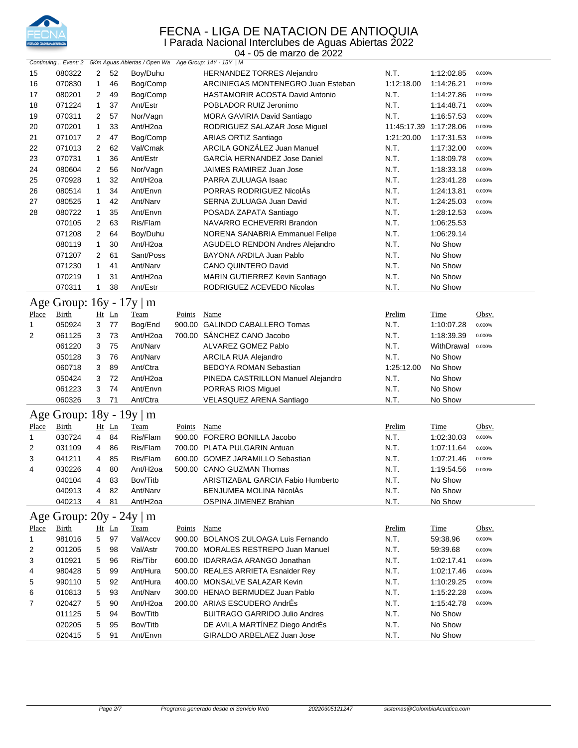# FECNA - LIGA DE NATACION DE ANTIOQUIA

## I Parada Nacional Interclubes de Aguas Abiertas 2022

04 - 05 de marzo de 2022

*Continuing... Event: 2 5Km Aguas Abiertas / Open Wa Age Group: 14Y - 15Y | M*

| Place | Birth | Ht | Ln | Team | Points | Name | Prelim | Time | Obsv. |
|---|---|---|---|---|---|---|---|---|---|
| 15 | 080322 | 2 | 52 | Boy/Duhu | | HERNANDEZ TORRES Alejandro | N.T. | 1:12:02.85 | 0.000% |
| 16 | 070830 | 1 | 46 | Bog/Comp | | ARCINIEGAS MONTENEGRO Juan Esteban | 1:12:18.00 | 1:14:26.21 | 0.000% |
| 17 | 080201 | 2 | 49 | Bog/Comp | | HASTAMORIR ACOSTA David Antonio | N.T. | 1:14:27.86 | 0.000% |
| 18 | 071224 | 1 | 37 | Ant/Estr | | POBLADOR RUIZ Jeronimo | N.T. | 1:14:48.71 | 0.000% |
| 19 | 070311 | 2 | 57 | Nor/Vagn | | MORA GAVIRIA David Santiago | N.T. | 1:16:57.53 | 0.000% |
| 20 | 070201 | 1 | 33 | Ant/H2oa | | RODRIGUEZ SALAZAR Jose Miguel | 11:45:17.39 | 1:17:28.06 | 0.000% |
| 21 | 071017 | 2 | 47 | Bog/Comp | | ARIAS ORTIZ Santiago | 1:21:20.00 | 1:17:31.53 | 0.000% |
| 22 | 071013 | 2 | 62 | Val/Cmak | | ARCILA GONZÁLEZ Juan Manuel | N.T. | 1:17:32.00 | 0.000% |
| 23 | 070731 | 1 | 36 | Ant/Estr | | GARCÍA HERNANDEZ Jose Daniel | N.T. | 1:18:09.78 | 0.000% |
| 24 | 080604 | 2 | 56 | Nor/Vagn | | JAIMES RAMIREZ Juan Jose | N.T. | 1:18:33.18 | 0.000% |
| 25 | 070928 | 1 | 32 | Ant/H2oa | | PARRA ZULUAGA Isaac | N.T. | 1:23:41.28 | 0.000% |
| 26 | 080514 | 1 | 34 | Ant/Envn | | PORRAS RODRIGUEZ NicolÁs | N.T. | 1:24:13.81 | 0.000% |
| 27 | 080525 | 1 | 42 | Ant/Narv | | SERNA ZULUAGA Juan David | N.T. | 1:24:25.03 | 0.000% |
| 28 | 080722 | 1 | 35 | Ant/Envn | | POSADA ZAPATA Santiago | N.T. | 1:28:12.53 | 0.000% |
| | 070105 | 2 | 63 | Ris/Flam | | NAVARRO ECHEVERRI Brandon | N.T. | 1:06:25.53 | |
| | 071208 | 2 | 64 | Boy/Duhu | | NORENA SANABRIA Emmanuel Felipe | N.T. | 1:06:29.14 | |
| | 080119 | 1 | 30 | Ant/H2oa | | AGUDELO RENDON Andres Alejandro | N.T. | No Show | |
| | 071207 | 2 | 61 | Sant/Poss | | BAYONA ARDILA Juan Pablo | N.T. | No Show | |
| | 071230 | 1 | 41 | Ant/Narv | | CANO QUINTERO David | N.T. | No Show | |
| | 070219 | 1 | 31 | Ant/H2oa | | MARIN GUTIERREZ Kevin Santiago | N.T. | No Show | |
| | 070311 | 1 | 38 | Ant/Estr | | RODRIGUEZ ACEVEDO Nicolas | N.T. | No Show | |

## Age Group: 16y - 17y | m

| Place | Birth | Ht | Ln | Team | Points | Name | Prelim | Time | Obsv. |
|---|---|---|---|---|---|---|---|---|---|
| 1 | 050924 | 3 | 77 | Bog/End | 900.00 | GALINDO CABALLERO Tomas | N.T. | 1:10:07.28 | 0.000% |
| 2 | 061125 | 3 | 73 | Ant/H2oa | 700.00 | SÁNCHEZ CANO Jacobo | N.T. | 1:18:39.39 | 0.000% |
| | 061220 | 3 | 75 | Ant/Narv | | ALVAREZ GOMEZ Pablo | N.T. | WithDrawal | 0.000% |
| | 050128 | 3 | 76 | Ant/Narv | | ARCILA RUA Alejandro | N.T. | No Show | |
| | 060718 | 3 | 89 | Ant/Ctra | | BEDOYA ROMAN Sebastian | 1:25:12.00 | No Show | |
| | 050424 | 3 | 72 | Ant/H2oa | | PINEDA CASTRILLON Manuel Alejandro | N.T. | No Show | |
| | 061223 | 3 | 74 | Ant/Envn | | PORRAS RIOS Miguel | N.T. | No Show | |
| | 060326 | 3 | 71 | Ant/Ctra | | VELASQUEZ ARENA Santiago | N.T. | No Show | |

## Age Group: 18y - 19y | m

| Place | Birth | Ht | Ln | Team | Points | Name | Prelim | Time | Obsv. |
|---|---|---|---|---|---|---|---|---|---|
| 1 | 030724 | 4 | 84 | Ris/Flam | 900.00 | FORERO BONILLA Jacobo | N.T. | 1:02:30.03 | 0.000% |
| 2 | 031109 | 4 | 86 | Ris/Flam | 700.00 | PLATA PULGARIN Antuan | N.T. | 1:07:11.64 | 0.000% |
| 3 | 041211 | 4 | 85 | Ris/Flam | 600.00 | GOMEZ JARAMILLO Sebastian | N.T. | 1:07:21.46 | 0.000% |
| 4 | 030226 | 4 | 80 | Ant/H2oa | 500.00 | CANO GUZMAN Thomas | N.T. | 1:19:54.56 | 0.000% |
| | 040104 | 4 | 83 | Bov/Titb | | ARISTIZABAL GARCIA Fabio Humberto | N.T. | No Show | |
| | 040913 | 4 | 82 | Ant/Narv | | BENJUMEA MOLINA NicolÁs | N.T. | No Show | |
| | 040213 | 4 | 81 | Ant/H2oa | | OSPINA JIMENEZ Brahian | N.T. | No Show | |

## Age Group: 20y - 24y | m

| Place | Birth | Ht | Ln | Team | Points | Name | Prelim | Time | Obsv. |
|---|---|---|---|---|---|---|---|---|---|
| 1 | 981016 | 5 | 97 | Val/Accv | 900.00 | BOLANOS ZULOAGA Luis Fernando | N.T. | 59:38.96 | 0.000% |
| 2 | 001205 | 5 | 98 | Val/Astr | 700.00 | MORALES RESTREPO Juan Manuel | N.T. | 59:39.68 | 0.000% |
| 3 | 010921 | 5 | 96 | Ris/Tibr | 600.00 | IDARRAGA ARANGO Jonathan | N.T. | 1:02:17.41 | 0.000% |
| 4 | 980428 | 5 | 99 | Ant/Hura | 500.00 | REALES ARRIETA Esnaider Rey | N.T. | 1:02:17.46 | 0.000% |
| 5 | 990110 | 5 | 92 | Ant/Hura | 400.00 | MONSALVE SALAZAR Kevin | N.T. | 1:10:29.25 | 0.000% |
| 6 | 010813 | 5 | 93 | Ant/Narv | 300.00 | HENAO BERMUDEZ Juan Pablo | N.T. | 1:15:22.28 | 0.000% |
| 7 | 020427 | 5 | 90 | Ant/H2oa | 200.00 | ARIAS ESCUDERO AndrÉs | N.T. | 1:15:42.78 | 0.000% |
| | 011125 | 5 | 94 | Bov/Titb | | BUITRAGO GARRIDO Julio Andres | N.T. | No Show | |
| | 020205 | 5 | 95 | Bov/Titb | | DE AVILA MARTÍNEZ Diego AndrÉs | N.T. | No Show | |
| | 020415 | 5 | 91 | Ant/Envn | | GIRALDO ARBELAEZ Juan Jose | N.T. | No Show | |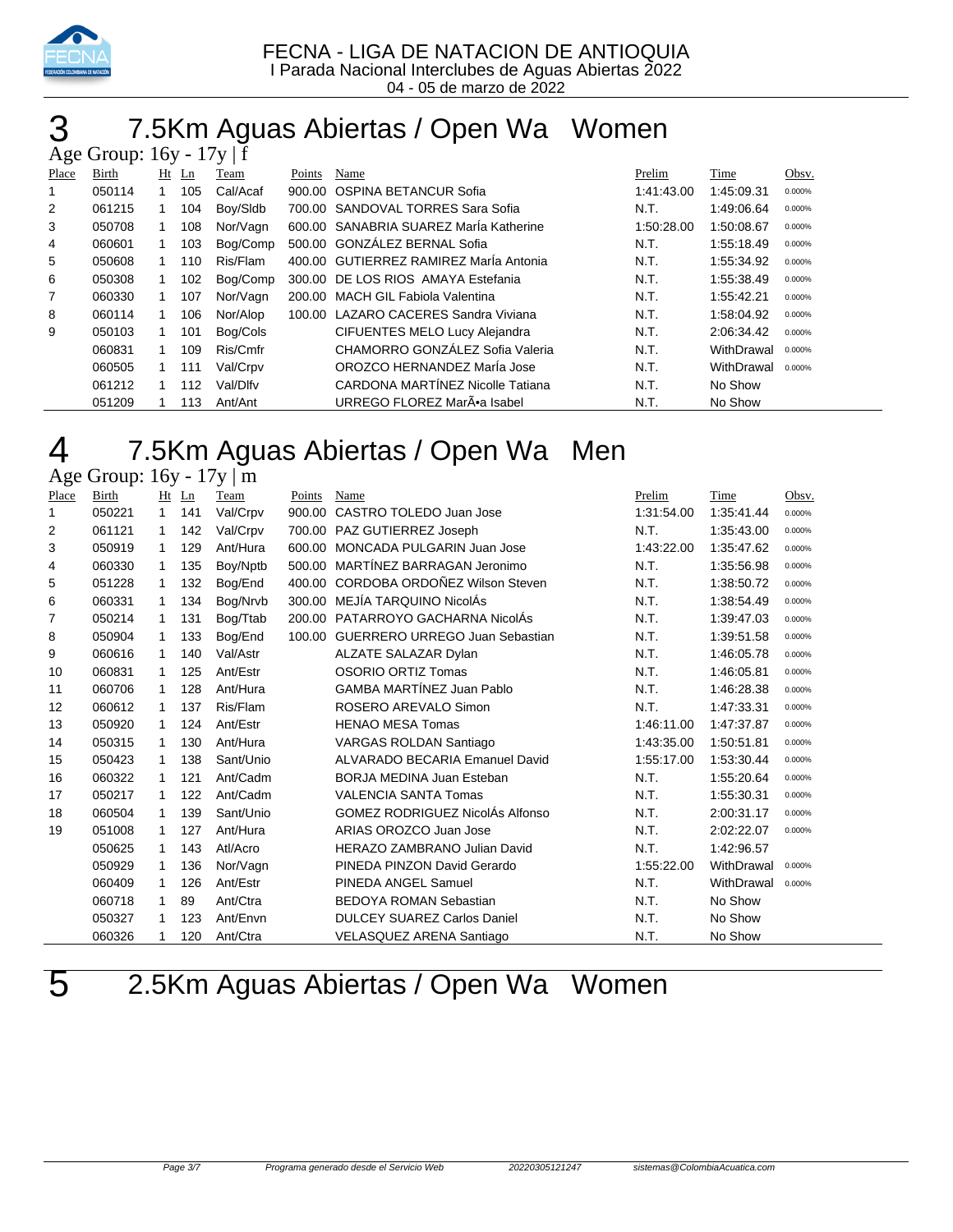FECNA - LIGA DE NATACION DE ANTIOQUIA

I Parada Nacional Interclubes de Aguas Abiertas 2022

04 - 05 de marzo de 2022

# 3 7.5Km Aguas Abiertas / Open Wa Women

## Age Group: 16y - 17y | f

| Place | Birth | Ht | Ln | Team | Points | Name | Prelim | Time | Obsv. |
|---|---|---|---|---|---|---|---|---|---|
| 1 | 050114 | 1 | 105 | Cal/Acaf | 900.00 | OSPINA BETANCUR Sofia | 1:41:43.00 | 1:45:09.31 | 0.000% |
| 2 | 061215 | 1 | 104 | Boy/Sldb | 700.00 | SANDOVAL TORRES Sara Sofia | N.T. | 1:49:06.64 | 0.000% |
| 3 | 050708 | 1 | 108 | Nor/Vagn | 600.00 | SANABRIA SUAREZ MarÍa Katherine | 1:50:28.00 | 1:50:08.67 | 0.000% |
| 4 | 060601 | 1 | 103 | Bog/Comp | 500.00 | GONZÁLEZ BERNAL Sofia | N.T. | 1:55:18.49 | 0.000% |
| 5 | 050608 | 1 | 110 | Ris/Flam | 400.00 | GUTIERREZ RAMIREZ MarÍa Antonia | N.T. | 1:55:34.92 | 0.000% |
| 6 | 050308 | 1 | 102 | Bog/Comp | 300.00 | DE LOS RIOS AMAYA Estefania | N.T. | 1:55:38.49 | 0.000% |
| 7 | 060330 | 1 | 107 | Nor/Vagn | 200.00 | MACH GIL Fabiola Valentina | N.T. | 1:55:42.21 | 0.000% |
| 8 | 060114 | 1 | 106 | Nor/Alop | 100.00 | LAZARO CACERES Sandra Viviana | N.T. | 1:58:04.92 | 0.000% |
| 9 | 050103 | 1 | 101 | Bog/Cols | | CIFUENTES MELO Lucy Alejandra | N.T. | 2:06:34.42 | 0.000% |
| | 060831 | 1 | 109 | Ris/Cmfr | | CHAMORRO GONZÁLEZ Sofia Valeria | N.T. | WithDrawal | 0.000% |
| | 060505 | 1 | 111 | Val/Crpv | | OROZCO HERNANDEZ MarÍa Jose | N.T. | WithDrawal | 0.000% |
| | 061212 | 1 | 112 | Val/Dlfv | | CARDONA MARTÍNEZ Nicolle Tatiana | N.T. | No Show | |
| | 051209 | 1 | 113 | Ant/Ant | | URREGO FLOREZ MarÃ•a Isabel | N.T. | No Show | |

# 4 7.5Km Aguas Abiertas / Open Wa Men

## Age Group: 16y - 17y | m

| Place | Birth | Ht | Ln | Team | Points | Name | Prelim | Time | Obsv. |
|---|---|---|---|---|---|---|---|---|---|
| 1 | 050221 | 1 | 141 | Val/Crpv | 900.00 | CASTRO TOLEDO Juan Jose | 1:31:54.00 | 1:35:41.44 | 0.000% |
| 2 | 061121 | 1 | 142 | Val/Crpv | 700.00 | PAZ GUTIERREZ Joseph | N.T. | 1:35:43.00 | 0.000% |
| 3 | 050919 | 1 | 129 | Ant/Hura | 600.00 | MONCADA PULGARIN Juan Jose | 1:43:22.00 | 1:35:47.62 | 0.000% |
| 4 | 060330 | 1 | 135 | Boy/Nptb | 500.00 | MARTÍNEZ BARRAGAN Jeronimo | N.T. | 1:35:56.98 | 0.000% |
| 5 | 051228 | 1 | 132 | Bog/End | 400.00 | CORDOBA ORDOÑEZ Wilson Steven | N.T. | 1:38:50.72 | 0.000% |
| 6 | 060331 | 1 | 134 | Bog/Nrvb | 300.00 | MEJÍA TARQUINO NicolÁs | N.T. | 1:38:54.49 | 0.000% |
| 7 | 050214 | 1 | 131 | Bog/Ttab | 200.00 | PATARROYO GACHARNA NicolÁs | N.T. | 1:39:47.03 | 0.000% |
| 8 | 050904 | 1 | 133 | Bog/End | 100.00 | GUERRERO URREGO Juan Sebastian | N.T. | 1:39:51.58 | 0.000% |
| 9 | 060616 | 1 | 140 | Val/Astr | | ALZATE SALAZAR Dylan | N.T. | 1:46:05.78 | 0.000% |
| 10 | 060831 | 1 | 125 | Ant/Estr | | OSORIO ORTIZ Tomas | N.T. | 1:46:05.81 | 0.000% |
| 11 | 060706 | 1 | 128 | Ant/Hura | | GAMBA MARTÍNEZ Juan Pablo | N.T. | 1:46:28.38 | 0.000% |
| 12 | 060612 | 1 | 137 | Ris/Flam | | ROSERO AREVALO Simon | N.T. | 1:47:33.31 | 0.000% |
| 13 | 050920 | 1 | 124 | Ant/Estr | | HENAO MESA Tomas | 1:46:11.00 | 1:47:37.87 | 0.000% |
| 14 | 050315 | 1 | 130 | Ant/Hura | | VARGAS ROLDAN Santiago | 1:43:35.00 | 1:50:51.81 | 0.000% |
| 15 | 050423 | 1 | 138 | Sant/Unio | | ALVARADO BECARIA Emanuel David | 1:55:17.00 | 1:53:30.44 | 0.000% |
| 16 | 060322 | 1 | 121 | Ant/Cadm | | BORJA MEDINA Juan Esteban | N.T. | 1:55:20.64 | 0.000% |
| 17 | 050217 | 1 | 122 | Ant/Cadm | | VALENCIA SANTA Tomas | N.T. | 1:55:30.31 | 0.000% |
| 18 | 060504 | 1 | 139 | Sant/Unio | | GOMEZ RODRIGUEZ NicolÁs Alfonso | N.T. | 2:00:31.17 | 0.000% |
| 19 | 051008 | 1 | 127 | Ant/Hura | | ARIAS OROZCO Juan Jose | N.T. | 2:02:22.07 | 0.000% |
| | 050625 | 1 | 143 | Atl/Acro | | HERAZO ZAMBRANO Julian David | N.T. | 1:42:96.57 | |
| | 050929 | 1 | 136 | Nor/Vagn | | PINEDA PINZON David Gerardo | 1:55:22.00 | WithDrawal | 0.000% |
| | 060409 | 1 | 126 | Ant/Estr | | PINEDA ANGEL Samuel | N.T. | WithDrawal | 0.000% |
| | 060718 | 1 | 89 | Ant/Ctra | | BEDOYA ROMAN Sebastian | N.T. | No Show | |
| | 050327 | 1 | 123 | Ant/Envn | | DULCEY SUAREZ Carlos Daniel | N.T. | No Show | |
| | 060326 | 1 | 120 | Ant/Ctra | | VELASQUEZ ARENA Santiago | N.T. | No Show | |

# 5 2.5Km Aguas Abiertas / Open Wa Women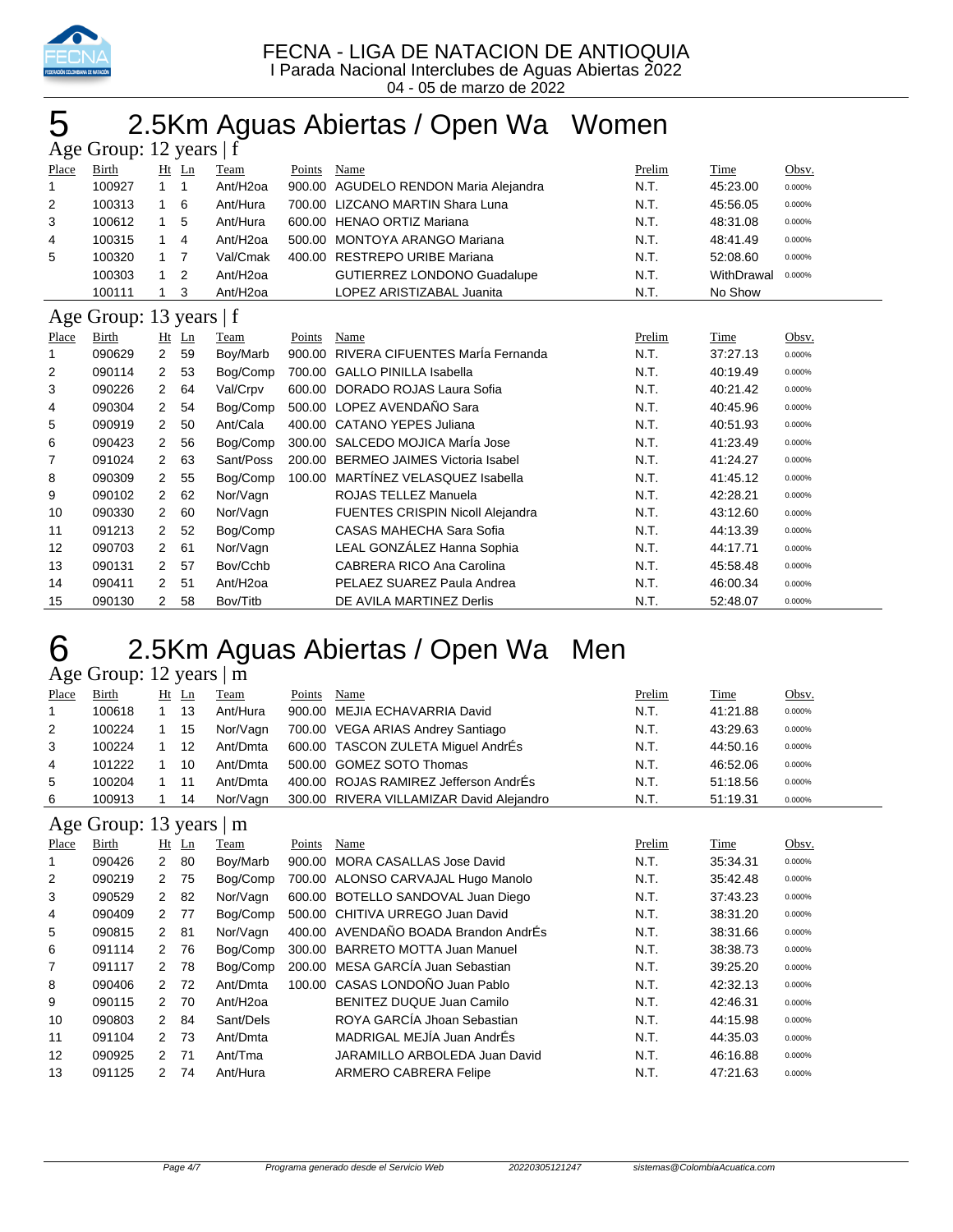FECNA - LIGA DE NATACION DE ANTIOQUIA
I Parada Nacional Interclubes de Aguas Abiertas 2022
04 - 05 de marzo de 2022

# 5 2.5Km Aguas Abiertas / Open Wa Women

## Age Group: 12 years | f

| Place | Birth | Ht | Ln | Team | Points | Name | Prelim | Time | Obsv. |
|---|---|---|---|---|---|---|---|---|---|
| 1 | 100927 | 1 | 1 | Ant/H2oa | 900.00 | AGUDELO RENDON Maria Alejandra | N.T. | 45:23.00 | 0.000% |
| 2 | 100313 | 1 | 6 | Ant/Hura | 700.00 | LIZCANO MARTIN Shara Luna | N.T. | 45:56.05 | 0.000% |
| 3 | 100612 | 1 | 5 | Ant/Hura | 600.00 | HENAO ORTIZ Mariana | N.T. | 48:31.08 | 0.000% |
| 4 | 100315 | 1 | 4 | Ant/H2oa | 500.00 | MONTOYA ARANGO Mariana | N.T. | 48:41.49 | 0.000% |
| 5 | 100320 | 1 | 7 | Val/Cmak | 400.00 | RESTREPO URIBE Mariana | N.T. | 52:08.60 | 0.000% |
| | 100303 | 1 | 2 | Ant/H2oa | | GUTIERREZ LONDONO Guadalupe | N.T. | WithDrawal | 0.000% |
| | 100111 | 1 | 3 | Ant/H2oa | | LOPEZ ARISTIZABAL Juanita | N.T. | No Show | |

## Age Group: 13 years | f

| Place | Birth | Ht | Ln | Team | Points | Name | Prelim | Time | Obsv. |
|---|---|---|---|---|---|---|---|---|---|
| 1 | 090629 | 2 | 59 | Boy/Marb | 900.00 | RIVERA CIFUENTES MarÍa Fernanda | N.T. | 37:27.13 | 0.000% |
| 2 | 090114 | 2 | 53 | Bog/Comp | 700.00 | GALLO PINILLA Isabella | N.T. | 40:19.49 | 0.000% |
| 3 | 090226 | 2 | 64 | Val/Crpv | 600.00 | DORADO ROJAS Laura Sofia | N.T. | 40:21.42 | 0.000% |
| 4 | 090304 | 2 | 54 | Bog/Comp | 500.00 | LOPEZ AVENDAÑO Sara | N.T. | 40:45.96 | 0.000% |
| 5 | 090919 | 2 | 50 | Ant/Cala | 400.00 | CATANO YEPES Juliana | N.T. | 40:51.93 | 0.000% |
| 6 | 090423 | 2 | 56 | Bog/Comp | 300.00 | SALCEDO MOJICA MarÍa Jose | N.T. | 41:23.49 | 0.000% |
| 7 | 091024 | 2 | 63 | Sant/Poss | 200.00 | BERMEO JAIMES Victoria Isabel | N.T. | 41:24.27 | 0.000% |
| 8 | 090309 | 2 | 55 | Bog/Comp | 100.00 | MARTÍNEZ VELASQUEZ Isabella | N.T. | 41:45.12 | 0.000% |
| 9 | 090102 | 2 | 62 | Nor/Vagn | | ROJAS TELLEZ Manuela | N.T. | 42:28.21 | 0.000% |
| 10 | 090330 | 2 | 60 | Nor/Vagn | | FUENTES CRISPIN Nicoll Alejandra | N.T. | 43:12.60 | 0.000% |
| 11 | 091213 | 2 | 52 | Bog/Comp | | CASAS MAHECHA Sara Sofia | N.T. | 44:13.39 | 0.000% |
| 12 | 090703 | 2 | 61 | Nor/Vagn | | LEAL GONZÁLEZ Hanna Sophia | N.T. | 44:17.71 | 0.000% |
| 13 | 090131 | 2 | 57 | Bov/Cchb | | CABRERA RICO Ana Carolina | N.T. | 45:58.48 | 0.000% |
| 14 | 090411 | 2 | 51 | Ant/H2oa | | PELAEZ SUAREZ Paula Andrea | N.T. | 46:00.34 | 0.000% |
| 15 | 090130 | 2 | 58 | Bov/Titb | | DE AVILA MARTINEZ Derlis | N.T. | 52:48.07 | 0.000% |

# 6 2.5Km Aguas Abiertas / Open Wa Men

## Age Group: 12 years | m

| Place | Birth | Ht | Ln | Team | Points | Name | Prelim | Time | Obsv. |
|---|---|---|---|---|---|---|---|---|---|
| 1 | 100618 | 1 | 13 | Ant/Hura | 900.00 | MEJIA ECHAVARRIA David | N.T. | 41:21.88 | 0.000% |
| 2 | 100224 | 1 | 15 | Nor/Vagn | 700.00 | VEGA ARIAS Andrey Santiago | N.T. | 43:29.63 | 0.000% |
| 3 | 100224 | 1 | 12 | Ant/Dmta | 600.00 | TASCON ZULETA Miguel AndrÉs | N.T. | 44:50.16 | 0.000% |
| 4 | 101222 | 1 | 10 | Ant/Dmta | 500.00 | GOMEZ SOTO Thomas | N.T. | 46:52.06 | 0.000% |
| 5 | 100204 | 1 | 11 | Ant/Dmta | 400.00 | ROJAS RAMIREZ Jefferson AndrÉs | N.T. | 51:18.56 | 0.000% |
| 6 | 100913 | 1 | 14 | Nor/Vagn | 300.00 | RIVERA VILLAMIZAR David Alejandro | N.T. | 51:19.31 | 0.000% |

## Age Group: 13 years | m

| Place | Birth | Ht | Ln | Team | Points | Name | Prelim | Time | Obsv. |
|---|---|---|---|---|---|---|---|---|---|
| 1 | 090426 | 2 | 80 | Boy/Marb | 900.00 | MORA CASALLAS Jose David | N.T. | 35:34.31 | 0.000% |
| 2 | 090219 | 2 | 75 | Bog/Comp | 700.00 | ALONSO CARVAJAL Hugo Manolo | N.T. | 35:42.48 | 0.000% |
| 3 | 090529 | 2 | 82 | Nor/Vagn | 600.00 | BOTELLO SANDOVAL Juan Diego | N.T. | 37:43.23 | 0.000% |
| 4 | 090409 | 2 | 77 | Bog/Comp | 500.00 | CHITIVA URREGO Juan David | N.T. | 38:31.20 | 0.000% |
| 5 | 090815 | 2 | 81 | Nor/Vagn | 400.00 | AVENDAÑO BOADA Brandon AndrÉs | N.T. | 38:31.66 | 0.000% |
| 6 | 091114 | 2 | 76 | Bog/Comp | 300.00 | BARRETO MOTTA Juan Manuel | N.T. | 38:38.73 | 0.000% |
| 7 | 091117 | 2 | 78 | Bog/Comp | 200.00 | MESA GARCÍA Juan Sebastian | N.T. | 39:25.20 | 0.000% |
| 8 | 090406 | 2 | 72 | Ant/Dmta | 100.00 | CASAS LONDOÑO Juan Pablo | N.T. | 42:32.13 | 0.000% |
| 9 | 090115 | 2 | 70 | Ant/H2oa | | BENITEZ DUQUE Juan Camilo | N.T. | 42:46.31 | 0.000% |
| 10 | 090803 | 2 | 84 | Sant/Dels | | ROYA GARCÍA Jhoan Sebastian | N.T. | 44:15.98 | 0.000% |
| 11 | 091104 | 2 | 73 | Ant/Dmta | | MADRIGAL MEJÍA Juan AndrÉs | N.T. | 44:35.03 | 0.000% |
| 12 | 090925 | 2 | 71 | Ant/Tma | | JARAMILLO ARBOLEDA Juan David | N.T. | 46:16.88 | 0.000% |
| 13 | 091125 | 2 | 74 | Ant/Hura | | ARMERO CABRERA Felipe | N.T. | 47:21.63 | 0.000% |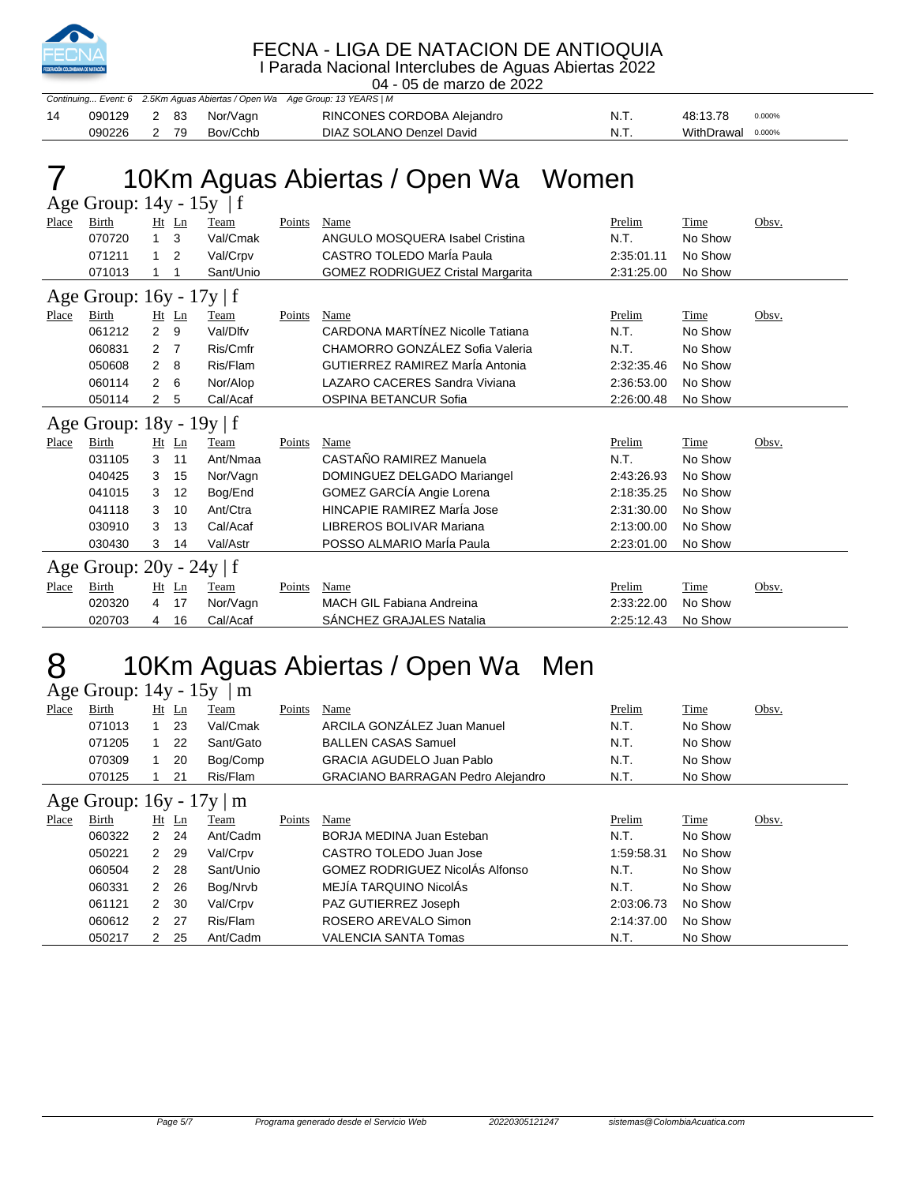# FECNA - LIGA DE NATACION DE ANTIOQUIA

I Parada Nacional Interclubes de Aguas Abiertas 2022

04 - 05 de marzo de 2022

*Continuing... Event: 6 2.5Km Aguas Abiertas / Open Wa Age Group: 13 YEARS | M*

| Place | Birth | Ht | Ln | Team | Name | Prelim | Time | |
|---|---|---|---|---|---|---|---|---|
| 14 | 090129 | 2 | 83 | Nor/Vagn | RINCONES CORDOBA Alejandro | N.T. | 48:13.78 | 0.000% |
| | 090226 | 2 | 79 | Bov/Cchb | DIAZ SOLANO Denzel David | N.T. | WithDrawal | 0.000% |

# 7 10Km Aguas Abiertas / Open Wa Women

## Age Group: 14y - 15y | f

| Place | Birth | Ht | Ln | Team | Points | Name | Prelim | Time | Obsv. |
|---|---|---|---|---|---|---|---|---|---|
| | 070720 | 1 | 3 | Val/Cmak | | ANGULO MOSQUERA Isabel Cristina | N.T. | No Show | |
| | 071211 | 1 | 2 | Val/Crpv | | CASTRO TOLEDO MarÍa Paula | 2:35:01.11 | No Show | |
| | 071013 | 1 | 1 | Sant/Unio | | GOMEZ RODRIGUEZ Cristal Margarita | 2:31:25.00 | No Show | |

## Age Group: 16y - 17y | f

| Place | Birth | Ht | Ln | Team | Points | Name | Prelim | Time | Obsv. |
|---|---|---|---|---|---|---|---|---|---|
| | 061212 | 2 | 9 | Val/Dlfv | | CARDONA MARTÍNEZ Nicolle Tatiana | N.T. | No Show | |
| | 060831 | 2 | 7 | Ris/Cmfr | | CHAMORRO GONZÁLEZ Sofia Valeria | N.T. | No Show | |
| | 050608 | 2 | 8 | Ris/Flam | | GUTIERREZ RAMIREZ MarÍa Antonia | 2:32:35.46 | No Show | |
| | 060114 | 2 | 6 | Nor/Alop | | LAZARO CACERES Sandra Viviana | 2:36:53.00 | No Show | |
| | 050114 | 2 | 5 | Cal/Acaf | | OSPINA BETANCUR Sofia | 2:26:00.48 | No Show | |

## Age Group: 18y - 19y | f

| Place | Birth | Ht | Ln | Team | Points | Name | Prelim | Time | Obsv. |
|---|---|---|---|---|---|---|---|---|---|
| | 031105 | 3 | 11 | Ant/Nmaa | | CASTAÑO RAMIREZ Manuela | N.T. | No Show | |
| | 040425 | 3 | 15 | Nor/Vagn | | DOMINGUEZ DELGADO Mariangel | 2:43:26.93 | No Show | |
| | 041015 | 3 | 12 | Bog/End | | GOMEZ GARCÍA Angie Lorena | 2:18:35.25 | No Show | |
| | 041118 | 3 | 10 | Ant/Ctra | | HINCAPIE RAMIREZ MarÍa Jose | 2:31:30.00 | No Show | |
| | 030910 | 3 | 13 | Cal/Acaf | | LIBREROS BOLIVAR Mariana | 2:13:00.00 | No Show | |
| | 030430 | 3 | 14 | Val/Astr | | POSSO ALMARIO MarÍa Paula | 2:23:01.00 | No Show | |

## Age Group: 20y - 24y | f

| Place | Birth | Ht | Ln | Team | Points | Name | Prelim | Time | Obsv. |
|---|---|---|---|---|---|---|---|---|---|
| | 020320 | 4 | 17 | Nor/Vagn | | MACH GIL Fabiana Andreina | 2:33:22.00 | No Show | |
| | 020703 | 4 | 16 | Cal/Acaf | | SÁNCHEZ GRAJALES Natalia | 2:25:12.43 | No Show | |

# 8 10Km Aguas Abiertas / Open Wa Men

## Age Group: 14y - 15y | m

| Place | Birth | Ht | Ln | Team | Points | Name | Prelim | Time | Obsv. |
|---|---|---|---|---|---|---|---|---|---|
| | 071013 | 1 | 23 | Val/Cmak | | ARCILA GONZÁLEZ Juan Manuel | N.T. | No Show | |
| | 071205 | 1 | 22 | Sant/Gato | | BALLEN CASAS Samuel | N.T. | No Show | |
| | 070309 | 1 | 20 | Bog/Comp | | GRACIA AGUDELO Juan Pablo | N.T. | No Show | |
| | 070125 | 1 | 21 | Ris/Flam | | GRACIANO BARRAGAN Pedro Alejandro | N.T. | No Show | |

## Age Group: 16y - 17y | m

| Place | Birth | Ht | Ln | Team | Points | Name | Prelim | Time | Obsv. |
|---|---|---|---|---|---|---|---|---|---|
| | 060322 | 2 | 24 | Ant/Cadm | | BORJA MEDINA Juan Esteban | N.T. | No Show | |
| | 050221 | 2 | 29 | Val/Crpv | | CASTRO TOLEDO Juan Jose | 1:59:58.31 | No Show | |
| | 060504 | 2 | 28 | Sant/Unio | | GOMEZ RODRIGUEZ NicolÁs Alfonso | N.T. | No Show | |
| | 060331 | 2 | 26 | Bog/Nrvb | | MEJÍA TARQUINO NicolÁs | N.T. | No Show | |
| | 061121 | 2 | 30 | Val/Crpv | | PAZ GUTIERREZ Joseph | 2:03:06.73 | No Show | |
| | 060612 | 2 | 27 | Ris/Flam | | ROSERO AREVALO Simon | 2:14:37.00 | No Show | |
| | 050217 | 2 | 25 | Ant/Cadm | | VALENCIA SANTA Tomas | N.T. | No Show | |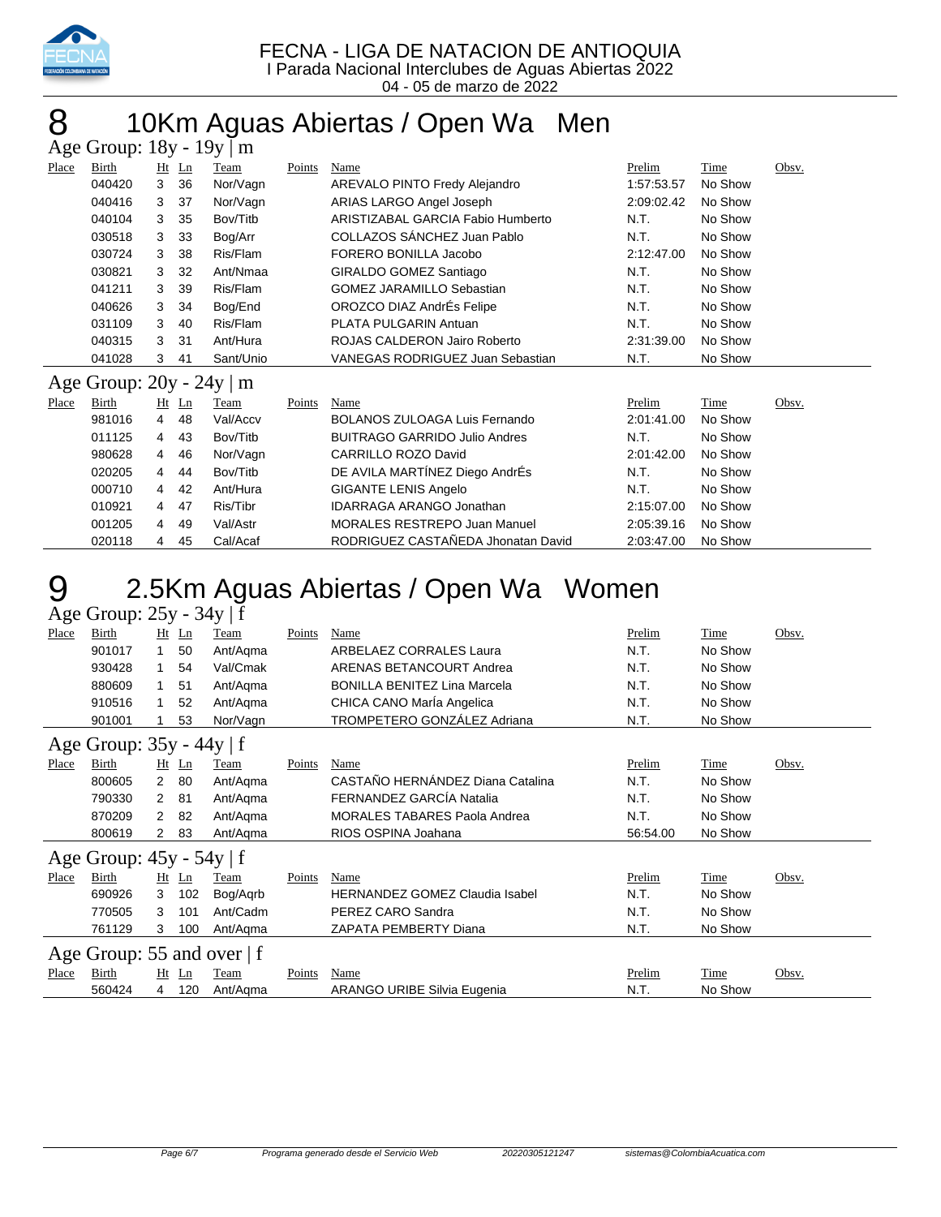FECNA - LIGA DE NATACION DE ANTIOQUIA
I Parada Nacional Interclubes de Aguas Abiertas 2022
04 - 05 de marzo de 2022

# 8 10Km Aguas Abiertas / Open Wa Men

## Age Group: 18y - 19y | m

| Place | Birth | Ht | Ln | Team | Points | Name | Prelim | Time | Obsv. |
|---|---|---|---|---|---|---|---|---|---|
| | 040420 | 3 | 36 | Nor/Vagn | | AREVALO PINTO Fredy Alejandro | 1:57:53.57 | No Show | |
| | 040416 | 3 | 37 | Nor/Vagn | | ARIAS LARGO Angel Joseph | 2:09:02.42 | No Show | |
| | 040104 | 3 | 35 | Bov/Titb | | ARISTIZABAL GARCIA Fabio Humberto | N.T. | No Show | |
| | 030518 | 3 | 33 | Bog/Arr | | COLLAZOS SÁNCHEZ Juan Pablo | N.T. | No Show | |
| | 030724 | 3 | 38 | Ris/Flam | | FORERO BONILLA Jacobo | 2:12:47.00 | No Show | |
| | 030821 | 3 | 32 | Ant/Nmaa | | GIRALDO GOMEZ Santiago | N.T. | No Show | |
| | 041211 | 3 | 39 | Ris/Flam | | GOMEZ JARAMILLO Sebastian | N.T. | No Show | |
| | 040626 | 3 | 34 | Bog/End | | OROZCO DIAZ AndrÉs Felipe | N.T. | No Show | |
| | 031109 | 3 | 40 | Ris/Flam | | PLATA PULGARIN Antuan | N.T. | No Show | |
| | 040315 | 3 | 31 | Ant/Hura | | ROJAS CALDERON Jairo Roberto | 2:31:39.00 | No Show | |
| | 041028 | 3 | 41 | Sant/Unio | | VANEGAS RODRIGUEZ Juan Sebastian | N.T. | No Show | |

## Age Group: 20y - 24y | m

| Place | Birth | Ht | Ln | Team | Points | Name | Prelim | Time | Obsv. |
|---|---|---|---|---|---|---|---|---|---|
| | 981016 | 4 | 48 | Val/Accv | | BOLANOS ZULOAGA Luis Fernando | 2:01:41.00 | No Show | |
| | 011125 | 4 | 43 | Bov/Titb | | BUITRAGO GARRIDO Julio Andres | N.T. | No Show | |
| | 980628 | 4 | 46 | Nor/Vagn | | CARRILLO ROZO David | 2:01:42.00 | No Show | |
| | 020205 | 4 | 44 | Bov/Titb | | DE AVILA MARTÍNEZ Diego AndrÉs | N.T. | No Show | |
| | 000710 | 4 | 42 | Ant/Hura | | GIGANTE LENIS Angelo | N.T. | No Show | |
| | 010921 | 4 | 47 | Ris/Tibr | | IDARRAGA ARANGO Jonathan | 2:15:07.00 | No Show | |
| | 001205 | 4 | 49 | Val/Astr | | MORALES RESTREPO Juan Manuel | 2:05:39.16 | No Show | |
| | 020118 | 4 | 45 | Cal/Acaf | | RODRIGUEZ CASTAÑEDA Jhonatan David | 2:03:47.00 | No Show | |

# 9 2.5Km Aguas Abiertas / Open Wa Women

## Age Group: 25y - 34y | f

| Place | Birth | Ht | Ln | Team | Points | Name | Prelim | Time | Obsv. |
|---|---|---|---|---|---|---|---|---|---|
| | 901017 | 1 | 50 | Ant/Aqma | | ARBELAEZ CORRALES Laura | N.T. | No Show | |
| | 930428 | 1 | 54 | Val/Cmak | | ARENAS BETANCOURT Andrea | N.T. | No Show | |
| | 880609 | 1 | 51 | Ant/Aqma | | BONILLA BENITEZ Lina Marcela | N.T. | No Show | |
| | 910516 | 1 | 52 | Ant/Aqma | | CHICA CANO MarÍa Angelica | N.T. | No Show | |
| | 901001 | 1 | 53 | Nor/Vagn | | TROMPETERO GONZÁLEZ Adriana | N.T. | No Show | |

## Age Group: 35y - 44y | f

| Place | Birth | Ht | Ln | Team | Points | Name | Prelim | Time | Obsv. |
|---|---|---|---|---|---|---|---|---|---|
| | 800605 | 2 | 80 | Ant/Aqma | | CASTAÑO HERNÁNDEZ Diana Catalina | N.T. | No Show | |
| | 790330 | 2 | 81 | Ant/Aqma | | FERNANDEZ GARCÍA Natalia | N.T. | No Show | |
| | 870209 | 2 | 82 | Ant/Aqma | | MORALES TABARES Paola Andrea | N.T. | No Show | |
| | 800619 | 2 | 83 | Ant/Aqma | | RIOS OSPINA Joahana | 56:54.00 | No Show | |

## Age Group: 45y - 54y | f

| Place | Birth | Ht | Ln | Team | Points | Name | Prelim | Time | Obsv. |
|---|---|---|---|---|---|---|---|---|---|
| | 690926 | 3 | 102 | Bog/Aqrb | | HERNANDEZ GOMEZ Claudia Isabel | N.T. | No Show | |
| | 770505 | 3 | 101 | Ant/Cadm | | PEREZ CARO Sandra | N.T. | No Show | |
| | 761129 | 3 | 100 | Ant/Aqma | | ZAPATA PEMBERTY Diana | N.T. | No Show | |

## Age Group: 55 and over | f

| Place | Birth | Ht | Ln | Team | Points | Name | Prelim | Time | Obsv. |
|---|---|---|---|---|---|---|---|---|---|
| | 560424 | 4 | 120 | Ant/Aqma | | ARANGO URIBE Silvia Eugenia | N.T. | No Show | |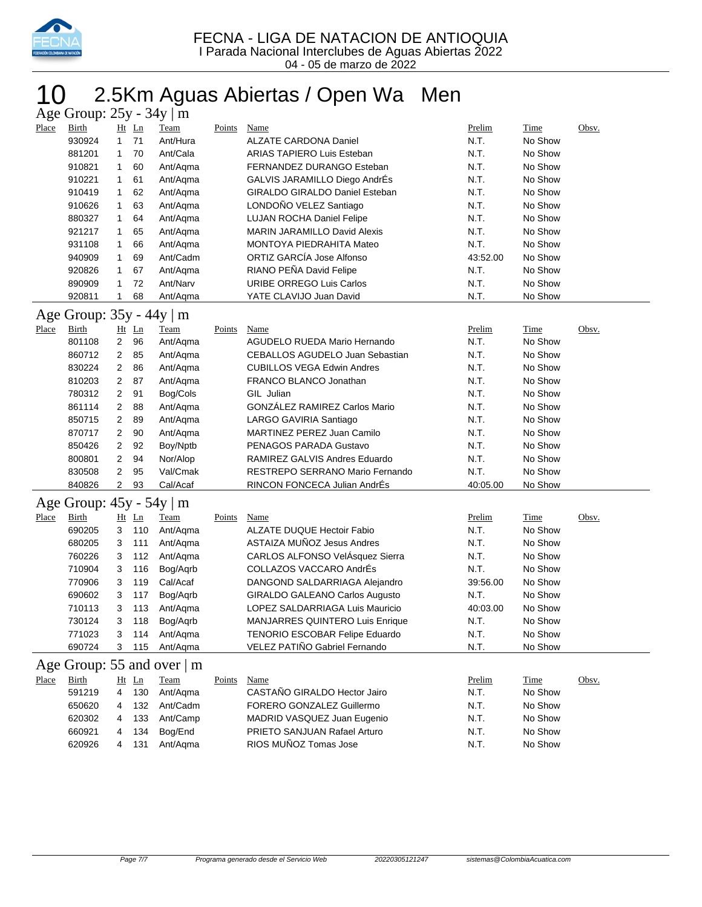# FECNA - LIGA DE NATACION DE ANTIOQUIA

I Parada Nacional Interclubes de Aguas Abiertas 2022

04 - 05 de marzo de 2022

## 10 2.5Km Aguas Abiertas / Open Wa Men

### Age Group: 25y - 34y | m

| Place | Birth | Ht | Ln | Team | Points | Name | Prelim | Time | Obsv. |
|---|---|---|---|---|---|---|---|---|---|
| | 930924 | 1 | 71 | Ant/Hura | | ALZATE CARDONA Daniel | N.T. | No Show | |
| | 881201 | 1 | 70 | Ant/Cala | | ARIAS TAPIERO Luis Esteban | N.T. | No Show | |
| | 910821 | 1 | 60 | Ant/Aqma | | FERNANDEZ DURANGO Esteban | N.T. | No Show | |
| | 910221 | 1 | 61 | Ant/Aqma | | GALVIS JARAMILLO Diego AndrÉs | N.T. | No Show | |
| | 910419 | 1 | 62 | Ant/Aqma | | GIRALDO GIRALDO Daniel Esteban | N.T. | No Show | |
| | 910626 | 1 | 63 | Ant/Aqma | | LONDOÑO VELEZ Santiago | N.T. | No Show | |
| | 880327 | 1 | 64 | Ant/Aqma | | LUJAN ROCHA Daniel Felipe | N.T. | No Show | |
| | 921217 | 1 | 65 | Ant/Aqma | | MARIN JARAMILLO David Alexis | N.T. | No Show | |
| | 931108 | 1 | 66 | Ant/Aqma | | MONTOYA PIEDRAHITA Mateo | N.T. | No Show | |
| | 940909 | 1 | 69 | Ant/Cadm | | ORTIZ GARCÍA Jose Alfonso | 43:52.00 | No Show | |
| | 920826 | 1 | 67 | Ant/Aqma | | RIANO PEÑA David Felipe | N.T. | No Show | |
| | 890909 | 1 | 72 | Ant/Narv | | URIBE ORREGO Luis Carlos | N.T. | No Show | |
| | 920811 | 1 | 68 | Ant/Aqma | | YATE CLAVIJO Juan David | N.T. | No Show | |

### Age Group: 35y - 44y | m

| Place | Birth | Ht | Ln | Team | Points | Name | Prelim | Time | Obsv. |
|---|---|---|---|---|---|---|---|---|---|
| | 801108 | 2 | 96 | Ant/Aqma | | AGUDELO RUEDA Mario Hernando | N.T. | No Show | |
| | 860712 | 2 | 85 | Ant/Aqma | | CEBALLOS AGUDELO Juan Sebastian | N.T. | No Show | |
| | 830224 | 2 | 86 | Ant/Aqma | | CUBILLOS VEGA Edwin Andres | N.T. | No Show | |
| | 810203 | 2 | 87 | Ant/Aqma | | FRANCO BLANCO Jonathan | N.T. | No Show | |
| | 780312 | 2 | 91 | Bog/Cols | | GIL Julian | N.T. | No Show | |
| | 861114 | 2 | 88 | Ant/Aqma | | GONZÁLEZ RAMIREZ Carlos Mario | N.T. | No Show | |
| | 850715 | 2 | 89 | Ant/Aqma | | LARGO GAVIRIA Santiago | N.T. | No Show | |
| | 870717 | 2 | 90 | Ant/Aqma | | MARTINEZ PEREZ Juan Camilo | N.T. | No Show | |
| | 850426 | 2 | 92 | Boy/Nptb | | PENAGOS PARADA Gustavo | N.T. | No Show | |
| | 800801 | 2 | 94 | Nor/Alop | | RAMIREZ GALVIS Andres Eduardo | N.T. | No Show | |
| | 830508 | 2 | 95 | Val/Cmak | | RESTREPO SERRANO Mario Fernando | N.T. | No Show | |
| | 840826 | 2 | 93 | Cal/Acaf | | RINCON FONCECA Julian AndrÉs | 40:05.00 | No Show | |

### Age Group: 45y - 54y | m

| Place | Birth | Ht | Ln | Team | Points | Name | Prelim | Time | Obsv. |
|---|---|---|---|---|---|---|---|---|---|
| | 690205 | 3 | 110 | Ant/Aqma | | ALZATE DUQUE Hectoir Fabio | N.T. | No Show | |
| | 680205 | 3 | 111 | Ant/Aqma | | ASTAIZA MUÑOZ Jesus Andres | N.T. | No Show | |
| | 760226 | 3 | 112 | Ant/Aqma | | CARLOS ALFONSO VelÁsquez Sierra | N.T. | No Show | |
| | 710904 | 3 | 116 | Bog/Aqrb | | COLLAZOS VACCARO AndrÉs | N.T. | No Show | |
| | 770906 | 3 | 119 | Cal/Acaf | | DANGOND SALDARRIAGA Alejandro | 39:56.00 | No Show | |
| | 690602 | 3 | 117 | Bog/Aqrb | | GIRALDO GALEANO Carlos Augusto | N.T. | No Show | |
| | 710113 | 3 | 113 | Ant/Aqma | | LOPEZ SALDARRIAGA Luis Mauricio | 40:03.00 | No Show | |
| | 730124 | 3 | 118 | Bog/Aqrb | | MANJARRES QUINTERO Luis Enrique | N.T. | No Show | |
| | 771023 | 3 | 114 | Ant/Aqma | | TENORIO ESCOBAR Felipe Eduardo | N.T. | No Show | |
| | 690724 | 3 | 115 | Ant/Aqma | | VELEZ PATIÑO Gabriel Fernando | N.T. | No Show | |

### Age Group: 55 and over | m

| Place | Birth | Ht | Ln | Team | Points | Name | Prelim | Time | Obsv. |
|---|---|---|---|---|---|---|---|---|---|
| | 591219 | 4 | 130 | Ant/Aqma | | CASTAÑO GIRALDO Hector Jairo | N.T. | No Show | |
| | 650620 | 4 | 132 | Ant/Cadm | | FORERO GONZALEZ Guillermo | N.T. | No Show | |
| | 620302 | 4 | 133 | Ant/Camp | | MADRID VASQUEZ Juan Eugenio | N.T. | No Show | |
| | 660921 | 4 | 134 | Bog/End | | PRIETO SANJUAN Rafael Arturo | N.T. | No Show | |
| | 620926 | 4 | 131 | Ant/Aqma | | RIOS MUÑOZ Tomas Jose | N.T. | No Show | |

Programa generado desde el Servicio Web 20220305121247 sistemas@ColombiaAcuatica.com